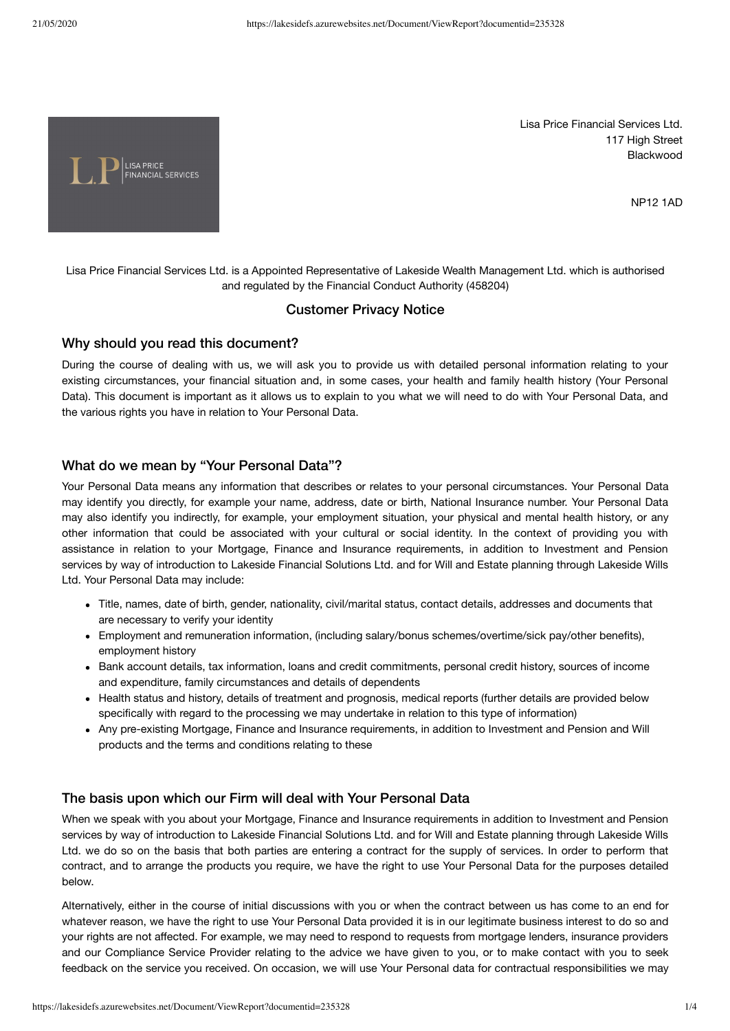Lisa Price Financial Services Ltd.
117 High Street
Blackwood

NP12 1AD

Lisa Price Financial Services Ltd. is a Appointed Representative of Lakeside Wealth Management Ltd. which is authorised and regulated by the Financial Conduct Authority (458204)

# Customer Privacy Notice

## Why should you read this document?

During the course of dealing with us, we will ask you to provide us with detailed personal information relating to your existing circumstances, your financial situation and, in some cases, your health and family health history (Your Personal Data). This document is important as it allows us to explain to you what we will need to do with Your Personal Data, and the various rights you have in relation to Your Personal Data.

## What do we mean by "Your Personal Data"?

Your Personal Data means any information that describes or relates to your personal circumstances. Your Personal Data may identify you directly, for example your name, address, date or birth, National Insurance number. Your Personal Data may also identify you indirectly, for example, your employment situation, your physical and mental health history, or any other information that could be associated with your cultural or social identity. In the context of providing you with assistance in relation to your Mortgage, Finance and Insurance requirements, in addition to Investment and Pension services by way of introduction to Lakeside Financial Solutions Ltd. and for Will and Estate planning through Lakeside Wills Ltd. Your Personal Data may include:

- Title, names, date of birth, gender, nationality, civil/marital status, contact details, addresses and documents that are necessary to verify your identity
- Employment and remuneration information, (including salary/bonus schemes/overtime/sick pay/other benefits), employment history
- Bank account details, tax information, loans and credit commitments, personal credit history, sources of income and expenditure, family circumstances and details of dependents
- Health status and history, details of treatment and prognosis, medical reports (further details are provided below specifically with regard to the processing we may undertake in relation to this type of information)
- Any pre-existing Mortgage, Finance and Insurance requirements, in addition to Investment and Pension and Will products and the terms and conditions relating to these

## The basis upon which our Firm will deal with Your Personal Data

When we speak with you about your Mortgage, Finance and Insurance requirements in addition to Investment and Pension services by way of introduction to Lakeside Financial Solutions Ltd. and for Will and Estate planning through Lakeside Wills Ltd. we do so on the basis that both parties are entering a contract for the supply of services. In order to perform that contract, and to arrange the products you require, we have the right to use Your Personal Data for the purposes detailed below.

Alternatively, either in the course of initial discussions with you or when the contract between us has come to an end for whatever reason, we have the right to use Your Personal Data provided it is in our legitimate business interest to do so and your rights are not affected. For example, we may need to respond to requests from mortgage lenders, insurance providers and our Compliance Service Provider relating to the advice we have given to you, or to make contact with you to seek feedback on the service you received. On occasion, we will use Your Personal data for contractual responsibilities we may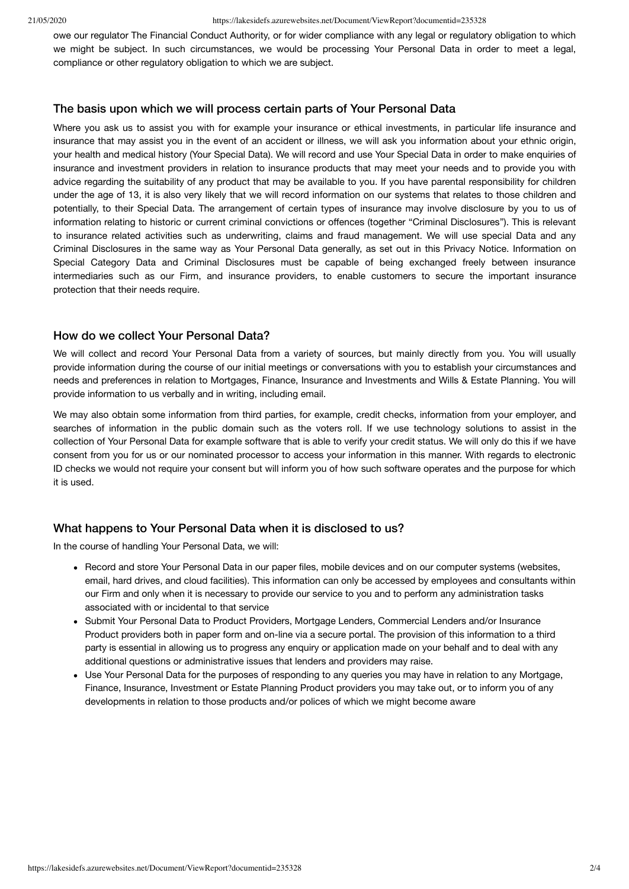owe our regulator The Financial Conduct Authority, or for wider compliance with any legal or regulatory obligation to which we might be subject. In such circumstances, we would be processing Your Personal Data in order to meet a legal, compliance or other regulatory obligation to which we are subject.

## The basis upon which we will process certain parts of Your Personal Data

Where you ask us to assist you with for example your insurance or ethical investments, in particular life insurance and insurance that may assist you in the event of an accident or illness, we will ask you information about your ethnic origin, your health and medical history (Your Special Data). We will record and use Your Special Data in order to make enquiries of insurance and investment providers in relation to insurance products that may meet your needs and to provide you with advice regarding the suitability of any product that may be available to you. If you have parental responsibility for children under the age of 13, it is also very likely that we will record information on our systems that relates to those children and potentially, to their Special Data. The arrangement of certain types of insurance may involve disclosure by you to us of information relating to historic or current criminal convictions or offences (together "Criminal Disclosures"). This is relevant to insurance related activities such as underwriting, claims and fraud management. We will use special Data and any Criminal Disclosures in the same way as Your Personal Data generally, as set out in this Privacy Notice. Information on Special Category Data and Criminal Disclosures must be capable of being exchanged freely between insurance intermediaries such as our Firm, and insurance providers, to enable customers to secure the important insurance protection that their needs require.

## How do we collect Your Personal Data?

We will collect and record Your Personal Data from a variety of sources, but mainly directly from you. You will usually provide information during the course of our initial meetings or conversations with you to establish your circumstances and needs and preferences in relation to Mortgages, Finance, Insurance and Investments and Wills & Estate Planning. You will provide information to us verbally and in writing, including email.

We may also obtain some information from third parties, for example, credit checks, information from your employer, and searches of information in the public domain such as the voters roll. If we use technology solutions to assist in the collection of Your Personal Data for example software that is able to verify your credit status. We will only do this if we have consent from you for us or our nominated processor to access your information in this manner. With regards to electronic ID checks we would not require your consent but will inform you of how such software operates and the purpose for which it is used.

## What happens to Your Personal Data when it is disclosed to us?

In the course of handling Your Personal Data, we will:

- Record and store Your Personal Data in our paper files, mobile devices and on our computer systems (websites, email, hard drives, and cloud facilities). This information can only be accessed by employees and consultants within our Firm and only when it is necessary to provide our service to you and to perform any administration tasks associated with or incidental to that service
- Submit Your Personal Data to Product Providers, Mortgage Lenders, Commercial Lenders and/or Insurance Product providers both in paper form and on-line via a secure portal. The provision of this information to a third party is essential in allowing us to progress any enquiry or application made on your behalf and to deal with any additional questions or administrative issues that lenders and providers may raise.
- Use Your Personal Data for the purposes of responding to any queries you may have in relation to any Mortgage, Finance, Insurance, Investment or Estate Planning Product providers you may take out, or to inform you of any developments in relation to those products and/or polices of which we might become aware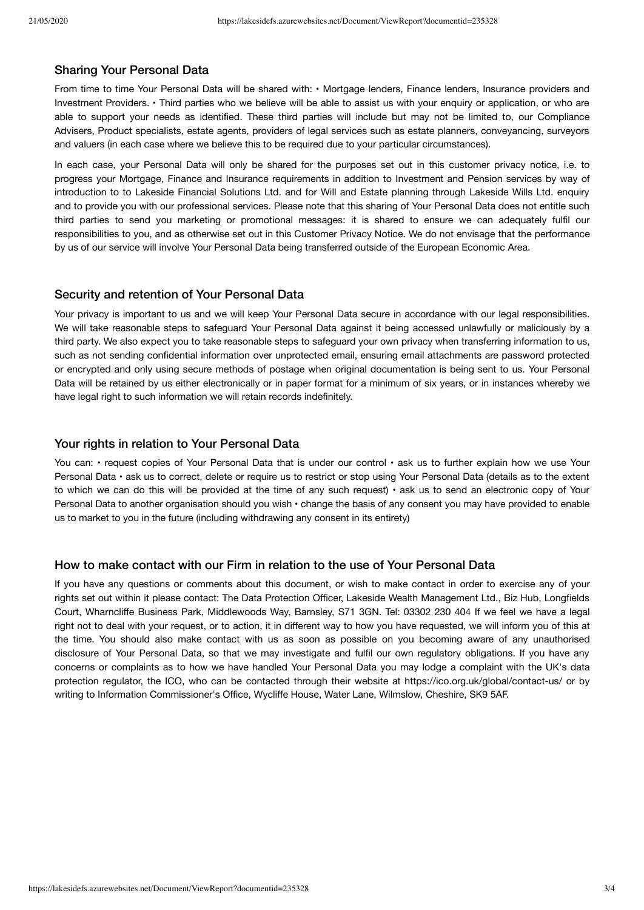## Sharing Your Personal Data

From time to time Your Personal Data will be shared with: • Mortgage lenders, Finance lenders, Insurance providers and Investment Providers. • Third parties who we believe will be able to assist us with your enquiry or application, or who are able to support your needs as identified. These third parties will include but may not be limited to, our Compliance Advisers, Product specialists, estate agents, providers of legal services such as estate planners, conveyancing, surveyors and valuers (in each case where we believe this to be required due to your particular circumstances).

In each case, your Personal Data will only be shared for the purposes set out in this customer privacy notice, i.e. to progress your Mortgage, Finance and Insurance requirements in addition to Investment and Pension services by way of introduction to to Lakeside Financial Solutions Ltd. and for Will and Estate planning through Lakeside Wills Ltd. enquiry and to provide you with our professional services. Please note that this sharing of Your Personal Data does not entitle such third parties to send you marketing or promotional messages: it is shared to ensure we can adequately fulfil our responsibilities to you, and as otherwise set out in this Customer Privacy Notice. We do not envisage that the performance by us of our service will involve Your Personal Data being transferred outside of the European Economic Area.

## Security and retention of Your Personal Data

Your privacy is important to us and we will keep Your Personal Data secure in accordance with our legal responsibilities. We will take reasonable steps to safeguard Your Personal Data against it being accessed unlawfully or maliciously by a third party. We also expect you to take reasonable steps to safeguard your own privacy when transferring information to us, such as not sending confidential information over unprotected email, ensuring email attachments are password protected or encrypted and only using secure methods of postage when original documentation is being sent to us. Your Personal Data will be retained by us either electronically or in paper format for a minimum of six years, or in instances whereby we have legal right to such information we will retain records indefinitely.

## Your rights in relation to Your Personal Data

You can: • request copies of Your Personal Data that is under our control • ask us to further explain how we use Your Personal Data • ask us to correct, delete or require us to restrict or stop using Your Personal Data (details as to the extent to which we can do this will be provided at the time of any such request) • ask us to send an electronic copy of Your Personal Data to another organisation should you wish • change the basis of any consent you may have provided to enable us to market to you in the future (including withdrawing any consent in its entirety)

## How to make contact with our Firm in relation to the use of Your Personal Data

If you have any questions or comments about this document, or wish to make contact in order to exercise any of your rights set out within it please contact: The Data Protection Officer, Lakeside Wealth Management Ltd., Biz Hub, Longfields Court, Wharncliffe Business Park, Middlewoods Way, Barnsley, S71 3GN. Tel: 03302 230 404 If we feel we have a legal right not to deal with your request, or to action, it in different way to how you have requested, we will inform you of this at the time. You should also make contact with us as soon as possible on you becoming aware of any unauthorised disclosure of Your Personal Data, so that we may investigate and fulfil our own regulatory obligations. If you have any concerns or complaints as to how we have handled Your Personal Data you may lodge a complaint with the UK's data protection regulator, the ICO, who can be contacted through their website at https://ico.org.uk/global/contact-us/ or by writing to Information Commissioner's Office, Wycliffe House, Water Lane, Wilmslow, Cheshire, SK9 5AF.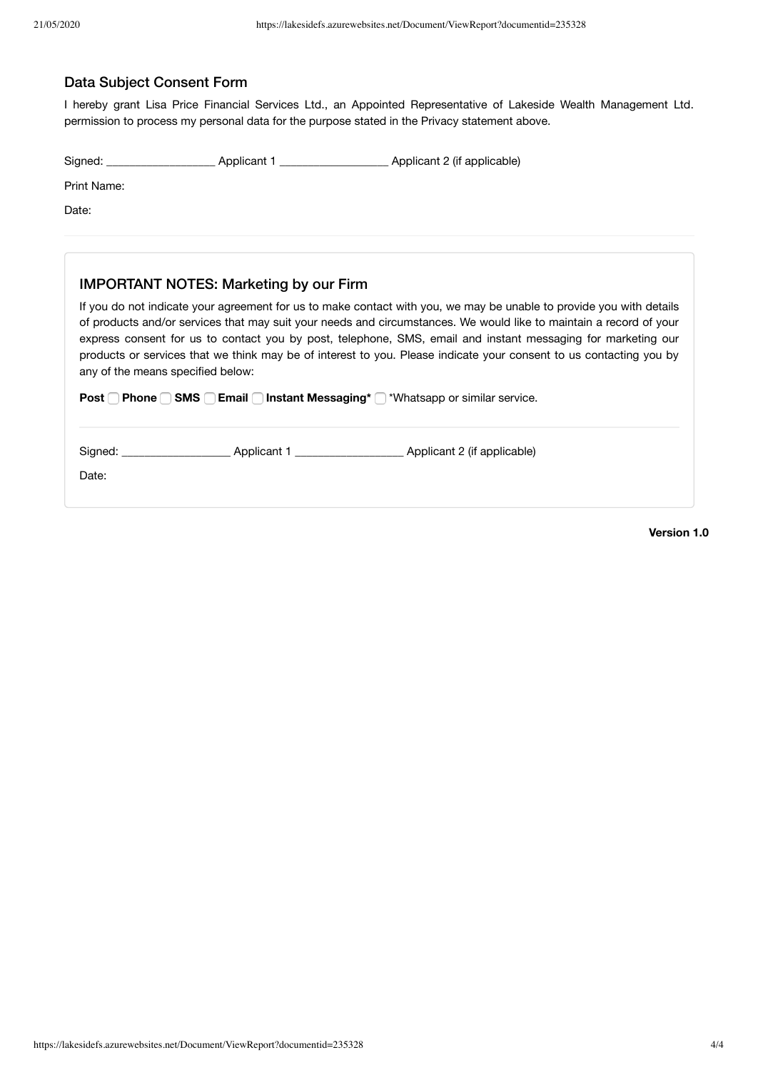## Data Subject Consent Form

I hereby grant Lisa Price Financial Services Ltd., an Appointed Representative of Lakeside Wealth Management Ltd. permission to process my personal data for the purpose stated in the Privacy statement above.

Signed: __________________ Applicant 1 __________________ Applicant 2 (if applicable)

Print Name:

Date:

---

### IMPORTANT NOTES: Marketing by our Firm

If you do not indicate your agreement for us to make contact with you, we may be unable to provide you with details of products and/or services that may suit your needs and circumstances. We would like to maintain a record of your express consent for us to contact you by post, telephone, SMS, email and instant messaging for marketing our products or services that we think may be of interest to you. Please indicate your consent to us contacting you by any of the means specified below:

**Post** ☐ **Phone** ☐ **SMS** ☐ **Email** ☐ **Instant Messaging*** ☐ *Whatsapp or similar service.

Signed: __________________ Applicant 1 __________________ Applicant 2 (if applicable)

Date:

**Version 1.0**